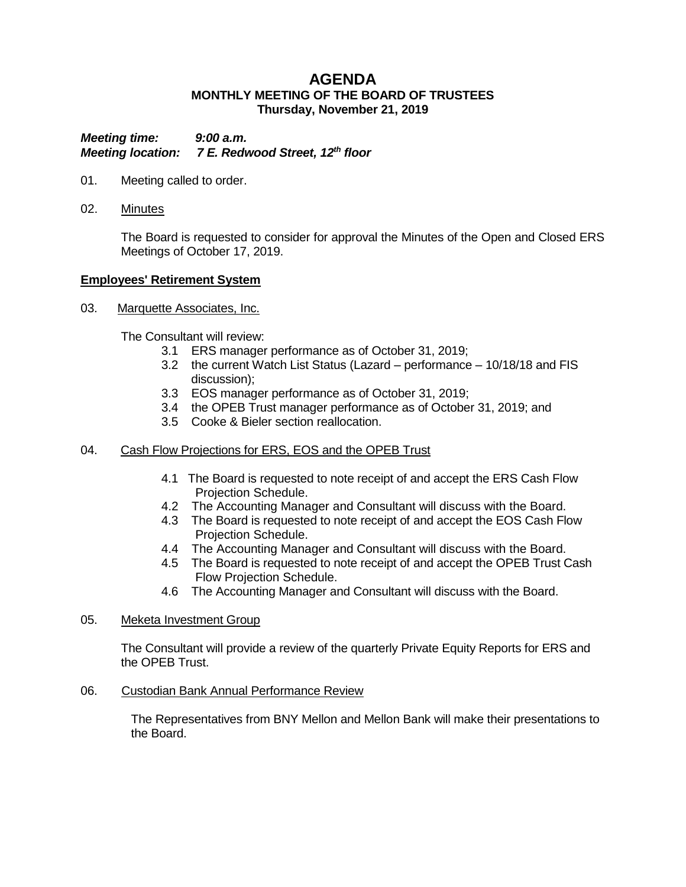# AGENDA

**MONTHLY MEETING OF THE BOARD OF TRUSTEES**
**Thursday, November 21, 2019**

***Meeting time:*** ***9:00 a.m.***
***Meeting location:*** ***7 E. Redwood Street, 12th floor***

01. Meeting called to order.

02. Minutes

    The Board is requested to consider for approval the Minutes of the Open and Closed ERS Meetings of October 17, 2019.

**Employees' Retirement System**

03. Marquette Associates, Inc.

    The Consultant will review:

    3.1 ERS manager performance as of October 31, 2019;
    3.2 the current Watch List Status (Lazard – performance – 10/18/18 and FIS discussion);
    3.3 EOS manager performance as of October 31, 2019;
    3.4 the OPEB Trust manager performance as of October 31, 2019; and
    3.5 Cooke & Bieler section reallocation.

04. Cash Flow Projections for ERS, EOS and the OPEB Trust

    4.1 The Board is requested to note receipt of and accept the ERS Cash Flow Projection Schedule.
    4.2 The Accounting Manager and Consultant will discuss with the Board.
    4.3 The Board is requested to note receipt of and accept the EOS Cash Flow Projection Schedule.
    4.4 The Accounting Manager and Consultant will discuss with the Board.
    4.5 The Board is requested to note receipt of and accept the OPEB Trust Cash Flow Projection Schedule.
    4.6 The Accounting Manager and Consultant will discuss with the Board.

05. Meketa Investment Group

    The Consultant will provide a review of the quarterly Private Equity Reports for ERS and the OPEB Trust.

06. Custodian Bank Annual Performance Review

    The Representatives from BNY Mellon and Mellon Bank will make their presentations to the Board.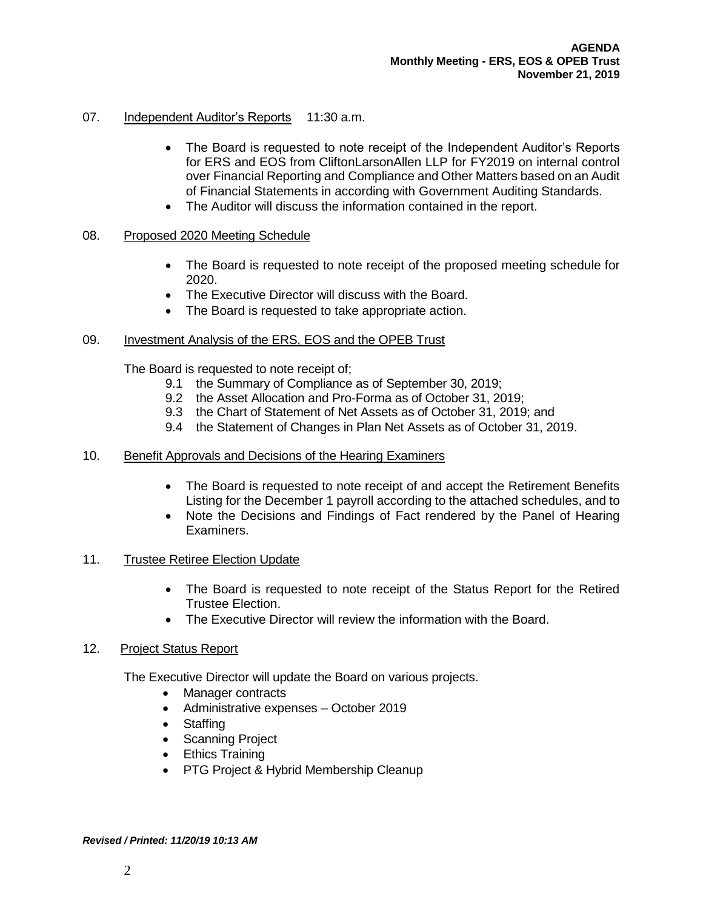07. Independent Auditor's Reports 11:30 a.m.

- The Board is requested to note receipt of the Independent Auditor's Reports for ERS and EOS from CliftonLarsonAllen LLP for FY2019 on internal control over Financial Reporting and Compliance and Other Matters based on an Audit of Financial Statements in according with Government Auditing Standards.
- The Auditor will discuss the information contained in the report.

08. Proposed 2020 Meeting Schedule

- The Board is requested to note receipt of the proposed meeting schedule for 2020.
- The Executive Director will discuss with the Board.
- The Board is requested to take appropriate action.

09. Investment Analysis of the ERS, EOS and the OPEB Trust

The Board is requested to note receipt of;

9.1 the Summary of Compliance as of September 30, 2019;
9.2 the Asset Allocation and Pro-Forma as of October 31, 2019;
9.3 the Chart of Statement of Net Assets as of October 31, 2019; and
9.4 the Statement of Changes in Plan Net Assets as of October 31, 2019.

10. Benefit Approvals and Decisions of the Hearing Examiners

- The Board is requested to note receipt of and accept the Retirement Benefits Listing for the December 1 payroll according to the attached schedules, and to
- Note the Decisions and Findings of Fact rendered by the Panel of Hearing Examiners.

11. Trustee Retiree Election Update

- The Board is requested to note receipt of the Status Report for the Retired Trustee Election.
- The Executive Director will review the information with the Board.

12. Project Status Report

The Executive Director will update the Board on various projects.

- Manager contracts
- Administrative expenses – October 2019
- Staffing
- Scanning Project
- Ethics Training
- PTG Project & Hybrid Membership Cleanup

***Revised / Printed: 11/20/19 10:13 AM***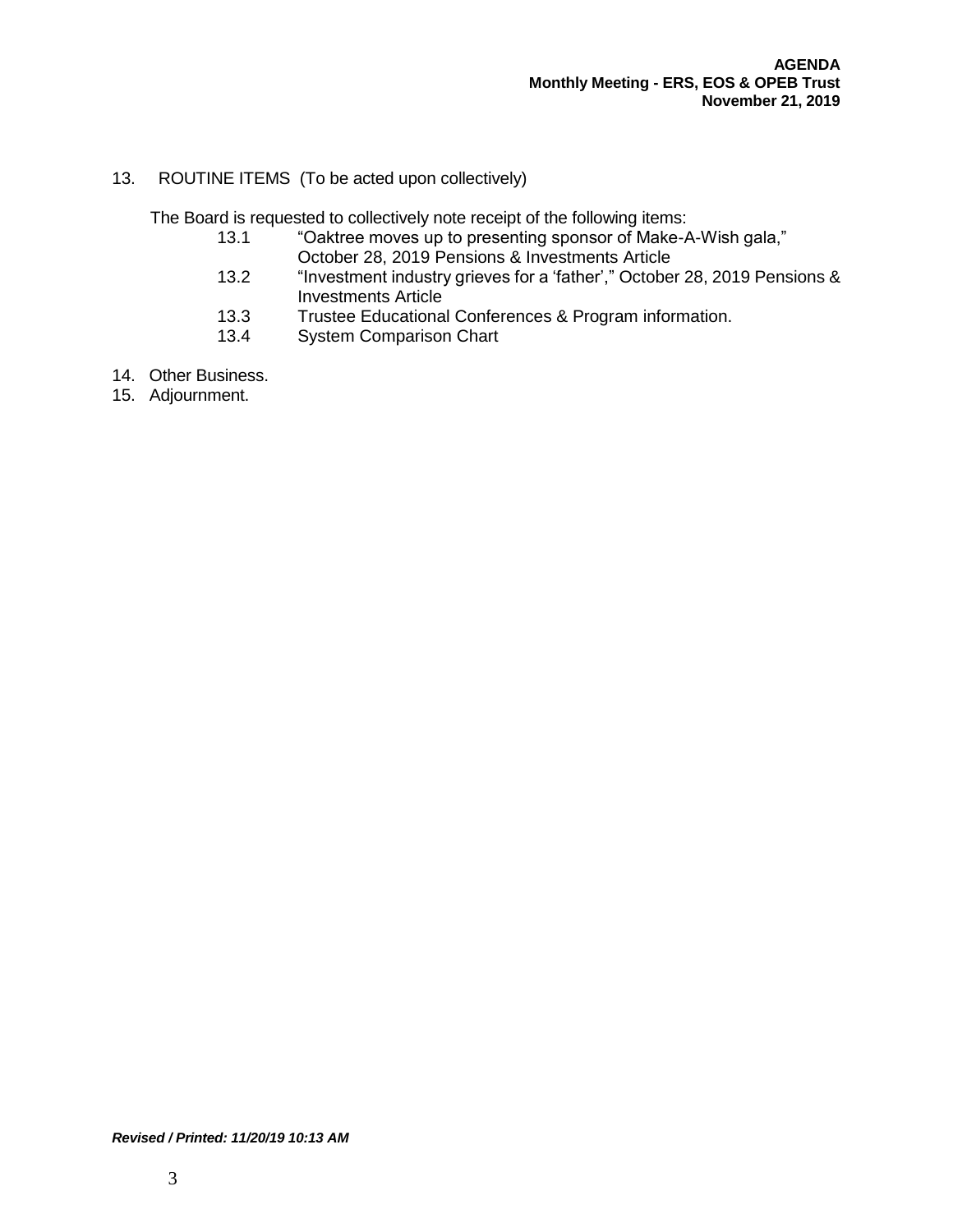13. ROUTINE ITEMS (To be acted upon collectively)

The Board is requested to collectively note receipt of the following items:

- 13.1 "Oaktree moves up to presenting sponsor of Make-A-Wish gala," October 28, 2019 Pensions & Investments Article
- 13.2 "Investment industry grieves for a 'father'," October 28, 2019 Pensions & Investments Article
- 13.3 Trustee Educational Conferences & Program information.
- 13.4 System Comparison Chart

14. Other Business.
15. Adjournment.

***Revised / Printed: 11/20/19 10:13 AM***